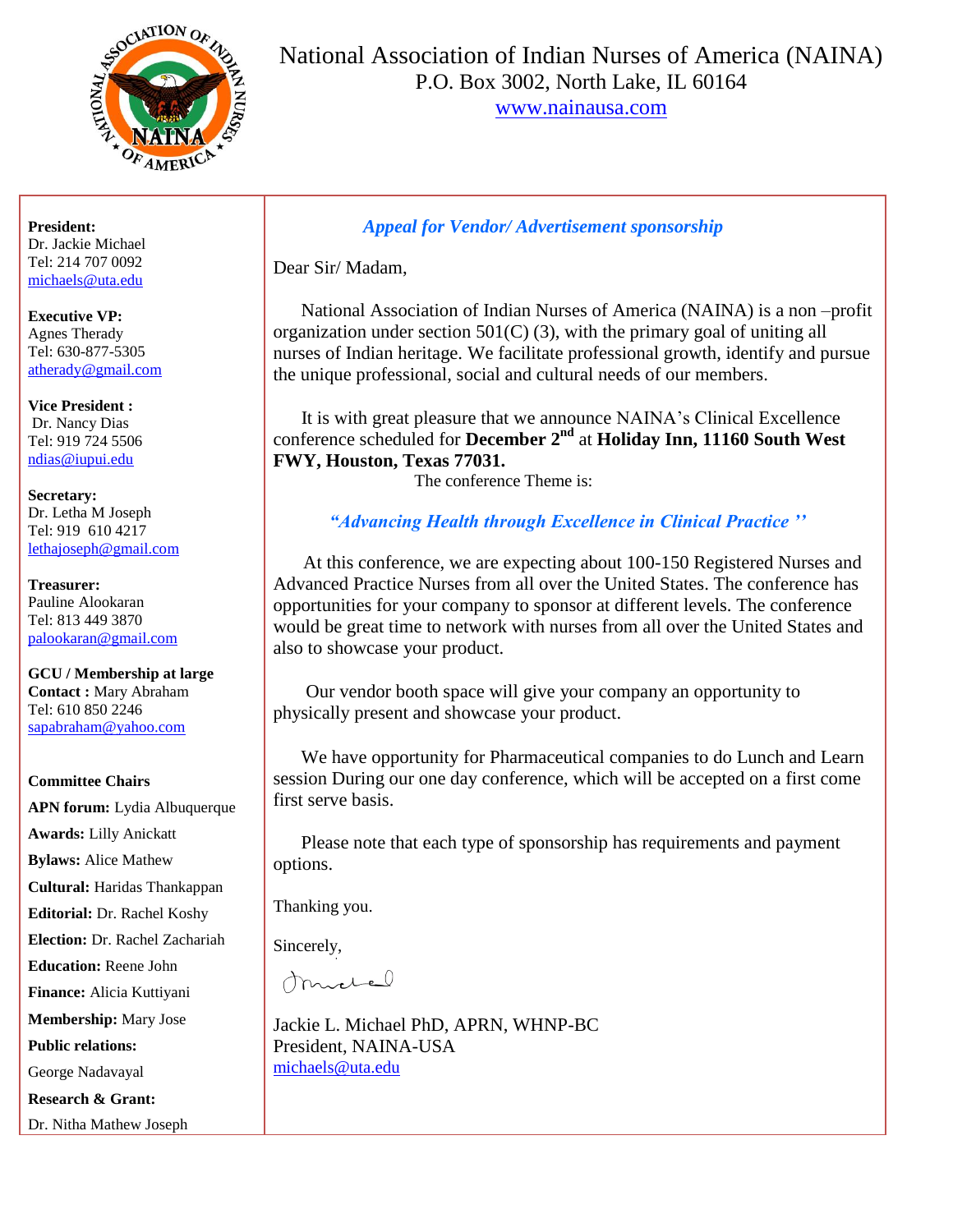# National Association of Indian Nurses of America (NAINA)

P.O. Box 3002, North Lake, IL 60164

www.nainausa.com

**President:**
Dr. Jackie Michael
Tel: 214 707 0092
michaels@uta.edu

**Executive VP:**
Agnes Therady
Tel: 630-877-5305
atherady@gmail.com

**Vice President :**
Dr. Nancy Dias
Tel: 919 724 5506
ndias@iupui.edu

**Secretary:**
Dr. Letha M Joseph
Tel: 919 610 4217
lethajoseph@gmail.com

**Treasurer:**
Pauline Alookaran
Tel: 813 449 3870
palookaran@gmail.com

**GCU / Membership at large**
**Contact :** Mary Abraham
Tel: 610 850 2246
sapabraham@yahoo.com

**Committee Chairs**

**APN forum:** Lydia Albuquerque

**Awards:** Lilly Anickatt

**Bylaws:** Alice Mathew

**Cultural:** Haridas Thankappan

**Editorial:** Dr. Rachel Koshy

**Election:** Dr. Rachel Zachariah

**Education:** Reene John

**Finance:** Alicia Kuttiyani

**Membership:** Mary Jose

**Public relations:**
George Nadavayal

**Research & Grant:**
Dr. Nitha Mathew Joseph

---

***Appeal for Vendor/ Advertisement sponsorship***

Dear Sir/ Madam,

National Association of Indian Nurses of America (NAINA) is a non –profit organization under section 501(C) (3), with the primary goal of uniting all nurses of Indian heritage. We facilitate professional growth, identify and pursue the unique professional, social and cultural needs of our members.

It is with great pleasure that we announce NAINA's Clinical Excellence conference scheduled for **December 2nd** at **Holiday Inn, 11160 South West FWY, Houston, Texas 77031.**

The conference Theme is:

***"Advancing Health through Excellence in Clinical Practice "***

At this conference, we are expecting about 100-150 Registered Nurses and Advanced Practice Nurses from all over the United States. The conference has opportunities for your company to sponsor at different levels. The conference would be great time to network with nurses from all over the United States and also to showcase your product.

Our vendor booth space will give your company an opportunity to physically present and showcase your product.

We have opportunity for Pharmaceutical companies to do Lunch and Learn session During our one day conference, which will be accepted on a first come first serve basis.

Please note that each type of sponsorship has requirements and payment options.

Thanking you.

Sincerely,

Jackie L. Michael PhD, APRN, WHNP-BC
President, NAINA-USA
michaels@uta.edu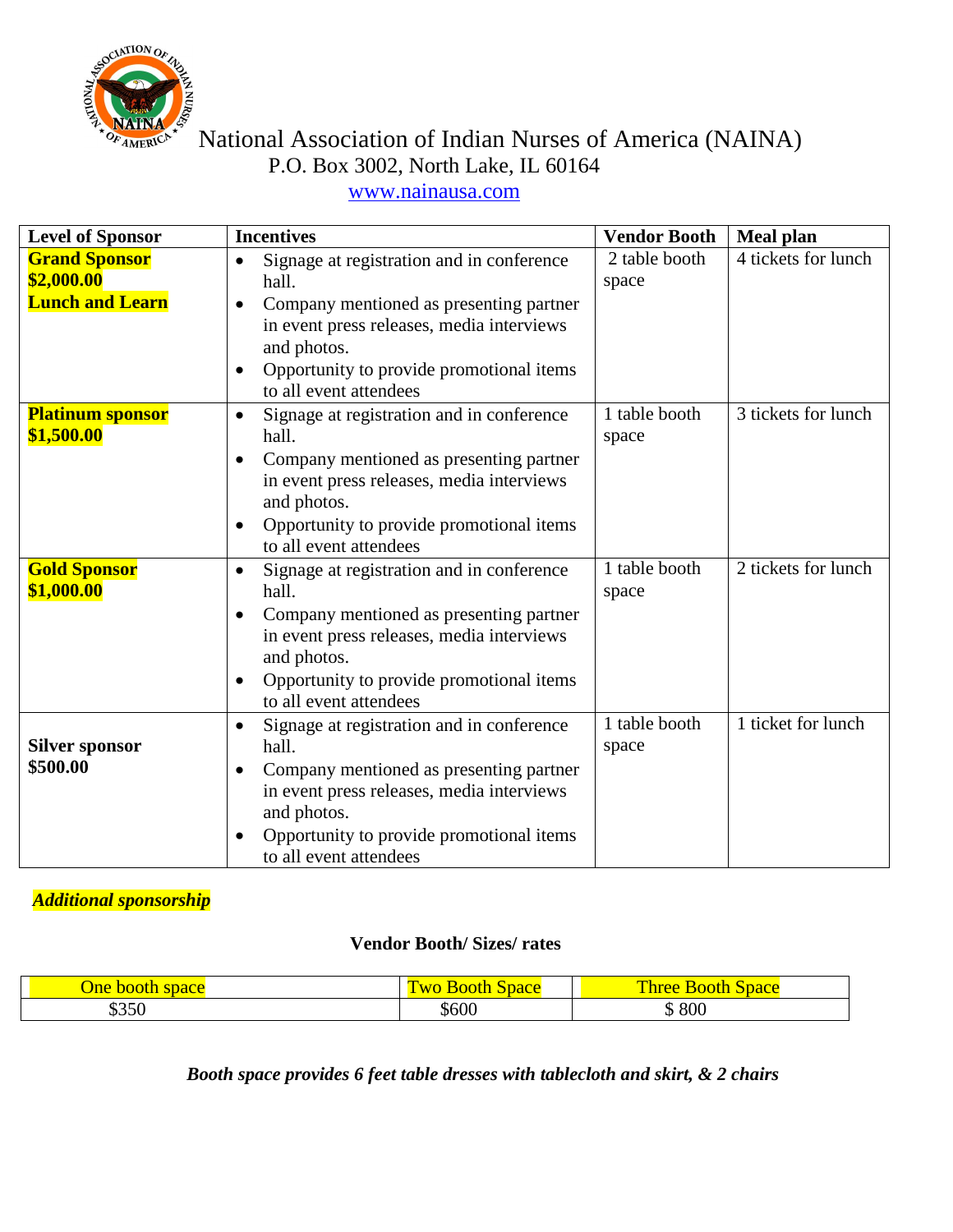# National Association of Indian Nurses of America (NAINA)

P.O. Box 3002, North Lake, IL 60164

www.nainausa.com

| Level of Sponsor | Incentives | Vendor Booth | Meal plan |
|---|---|---|---|
| **Grand Sponsor** **$2,000.00** **Lunch and Learn** | • Signage at registration and in conference hall. • Company mentioned as presenting partner in event press releases, media interviews and photos. • Opportunity to provide promotional items to all event attendees | 2 table booth space | 4 tickets for lunch |
| **Platinum sponsor** **$1,500.00** | • Signage at registration and in conference hall. • Company mentioned as presenting partner in event press releases, media interviews and photos. • Opportunity to provide promotional items to all event attendees | 1 table booth space | 3 tickets for lunch |
| **Gold Sponsor** **$1,000.00** | • Signage at registration and in conference hall. • Company mentioned as presenting partner in event press releases, media interviews and photos. • Opportunity to provide promotional items to all event attendees | 1 table booth space | 2 tickets for lunch |
| **Silver sponsor** **$500.00** | • Signage at registration and in conference hall. • Company mentioned as presenting partner in event press releases, media interviews and photos. • Opportunity to provide promotional items to all event attendees | 1 table booth space | 1 ticket for lunch |

***Additional sponsorship***

**Vendor Booth/ Sizes/ rates**

| One booth space | Two Booth Space | Three Booth Space |
|---|---|---|
| $350 | $600 | $ 800 |

***Booth space provides 6 feet table dresses with tablecloth and skirt, & 2 chairs***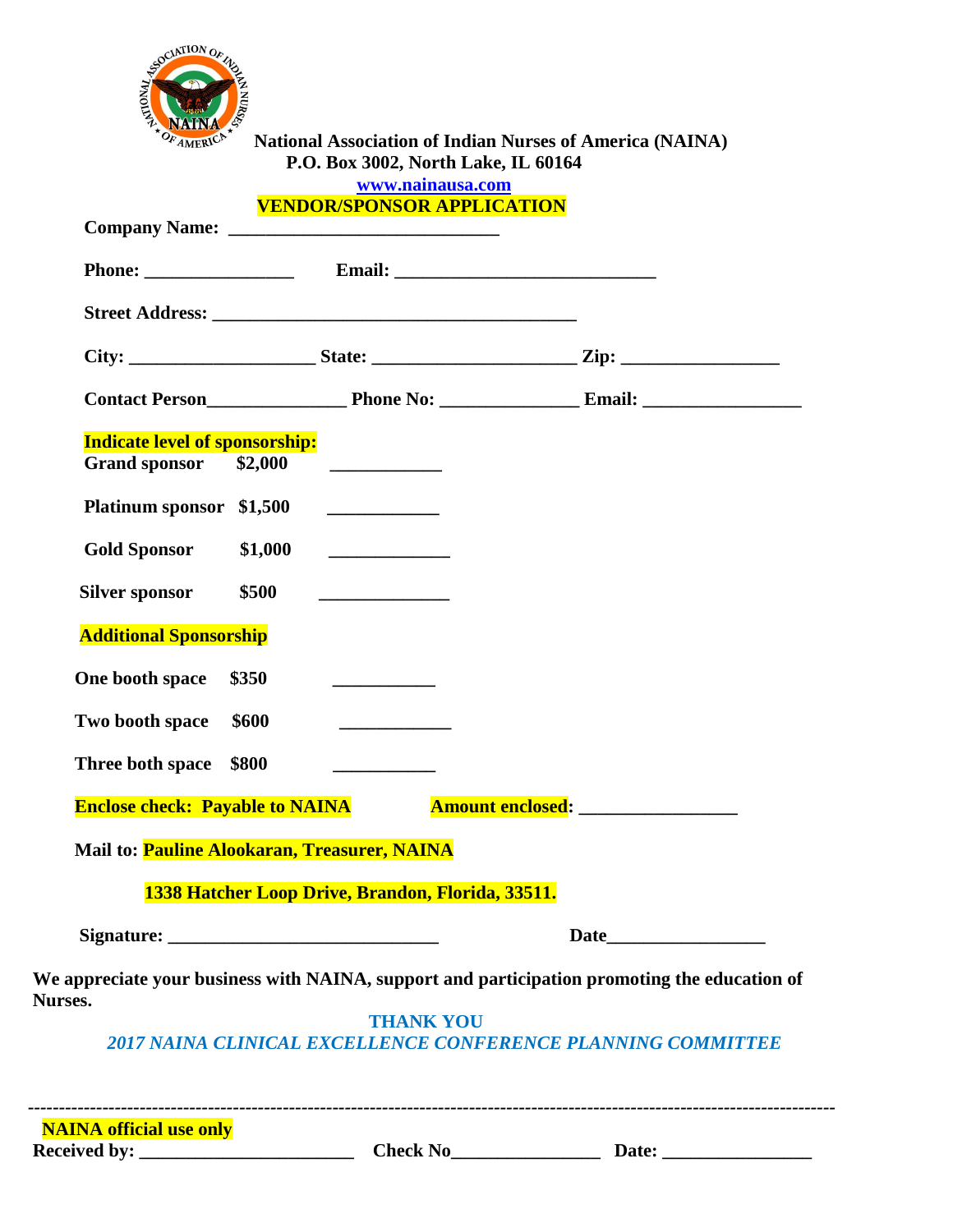**National Association of Indian Nurses of America (NAINA)**
**P.O. Box 3002, North Lake, IL 60164**
**[www.nainausa.com](http://www.nainausa.com)**

## VENDOR/SPONSOR APPLICATION

**Company Name:** ____________________________

**Phone:** _______________ **Email:** __________________________

**Street Address:** ______________________________________

**City:** ___________________ **State:** _____________________ **Zip:** ________________

**Contact Person**______________ **Phone No:** ______________ **Email:** ________________

**Indicate level of sponsorship:**

**Grand sponsor $2,000** ___________

**Platinum sponsor $1,500** ___________

**Gold Sponsor $1,000** ____________

**Silver sponsor $500** _____________

**Additional Sponsorship**

**One booth space $350** __________

**Two booth space $600** ___________

**Three both space $800** __________

**Enclose check: Payable to NAINA** **Amount enclosed:** ________________

**Mail to: Pauline Alookaran, Treasurer, NAINA**

**1338 Hatcher Loop Drive, Brandon, Florida, 33511.**

**Signature:** ____________________________ **Date**________________

**We appreciate your business with NAINA, support and participation promoting the education of Nurses.**

**THANK YOU**

***2017 NAINA CLINICAL EXCELLENCE CONFERENCE PLANNING COMMITTEE***

---

**NAINA official use only**

**Received by:** ______________________ **Check No**_______________ **Date:** _______________